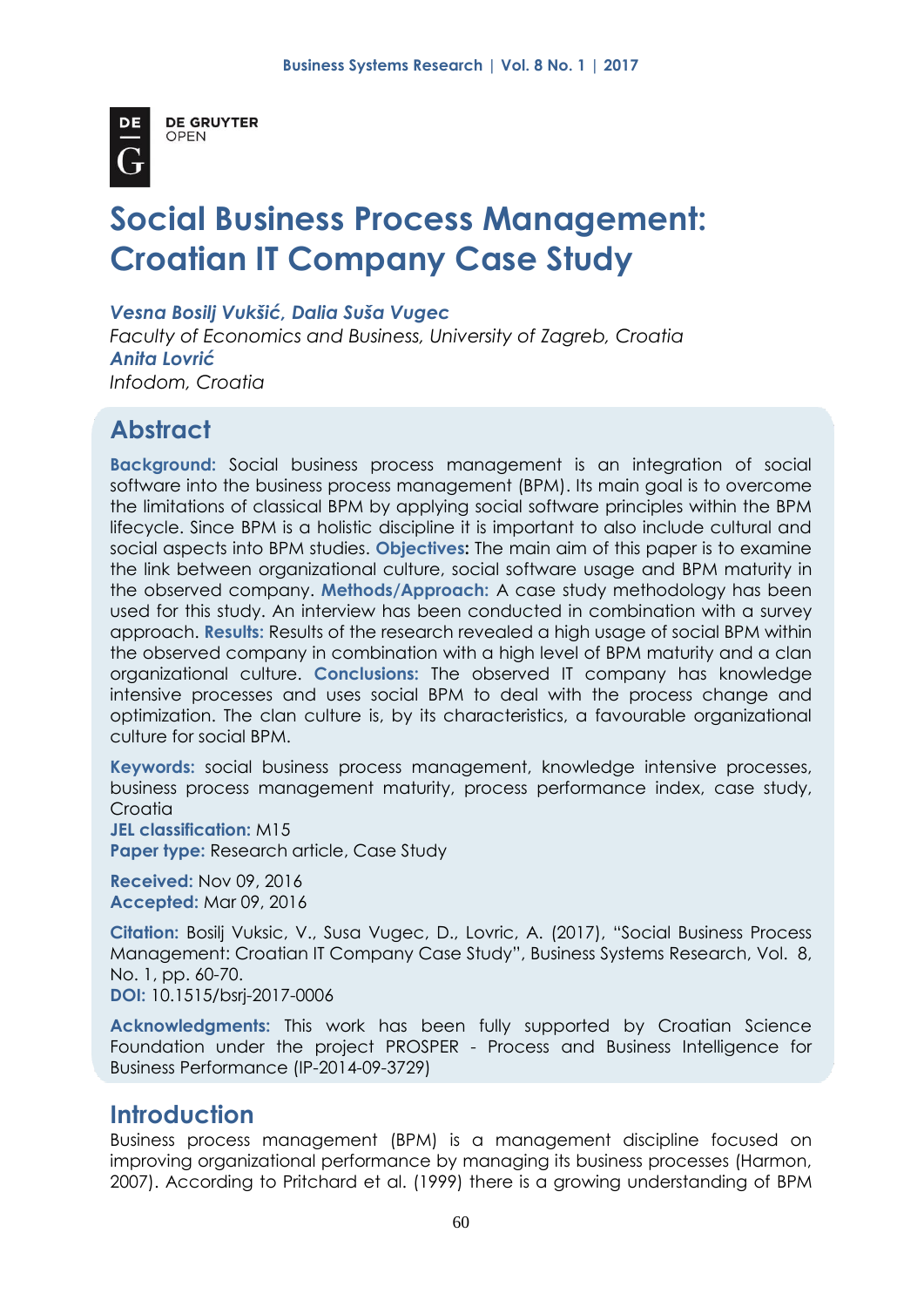DE GRUYTER OPEN

# Social Business Process Management: Croatian IT Company Case Study

***Vesna Bosilj Vukšić, Dalia Suša Vugec***
*Faculty of Economics and Business, University of Zagreb, Croatia*
***Anita Lovrić***
*Infodom, Croatia*

## Abstract

**Background:** Social business process management is an integration of social software into the business process management (BPM). Its main goal is to overcome the limitations of classical BPM by applying social software principles within the BPM lifecycle. Since BPM is a holistic discipline it is important to also include cultural and social aspects into BPM studies. **Objectives:** The main aim of this paper is to examine the link between organizational culture, social software usage and BPM maturity in the observed company. **Methods/Approach:** A case study methodology has been used for this study. An interview has been conducted in combination with a survey approach. **Results:** Results of the research revealed a high usage of social BPM within the observed company in combination with a high level of BPM maturity and a clan organizational culture. **Conclusions:** The observed IT company has knowledge intensive processes and uses social BPM to deal with the process change and optimization. The clan culture is, by its characteristics, a favourable organizational culture for social BPM.

**Keywords:** social business process management, knowledge intensive processes, business process management maturity, process performance index, case study, Croatia
**JEL classification:** M15
**Paper type:** Research article, Case Study

**Received:** Nov 09, 2016
**Accepted:** Mar 09, 2016

**Citation:** Bosilj Vuksic, V., Susa Vugec, D., Lovric, A. (2017), "Social Business Process Management: Croatian IT Company Case Study", Business Systems Research, Vol. 8, No. 1, pp. 60-70.
**DOI:** 10.1515/bsrj-2017-0006

**Acknowledgments:** This work has been fully supported by Croatian Science Foundation under the project PROSPER - Process and Business Intelligence for Business Performance (IP-2014-09-3729)

## Introduction

Business process management (BPM) is a management discipline focused on improving organizational performance by managing its business processes (Harmon, 2007). According to Pritchard et al. (1999) there is a growing understanding of BPM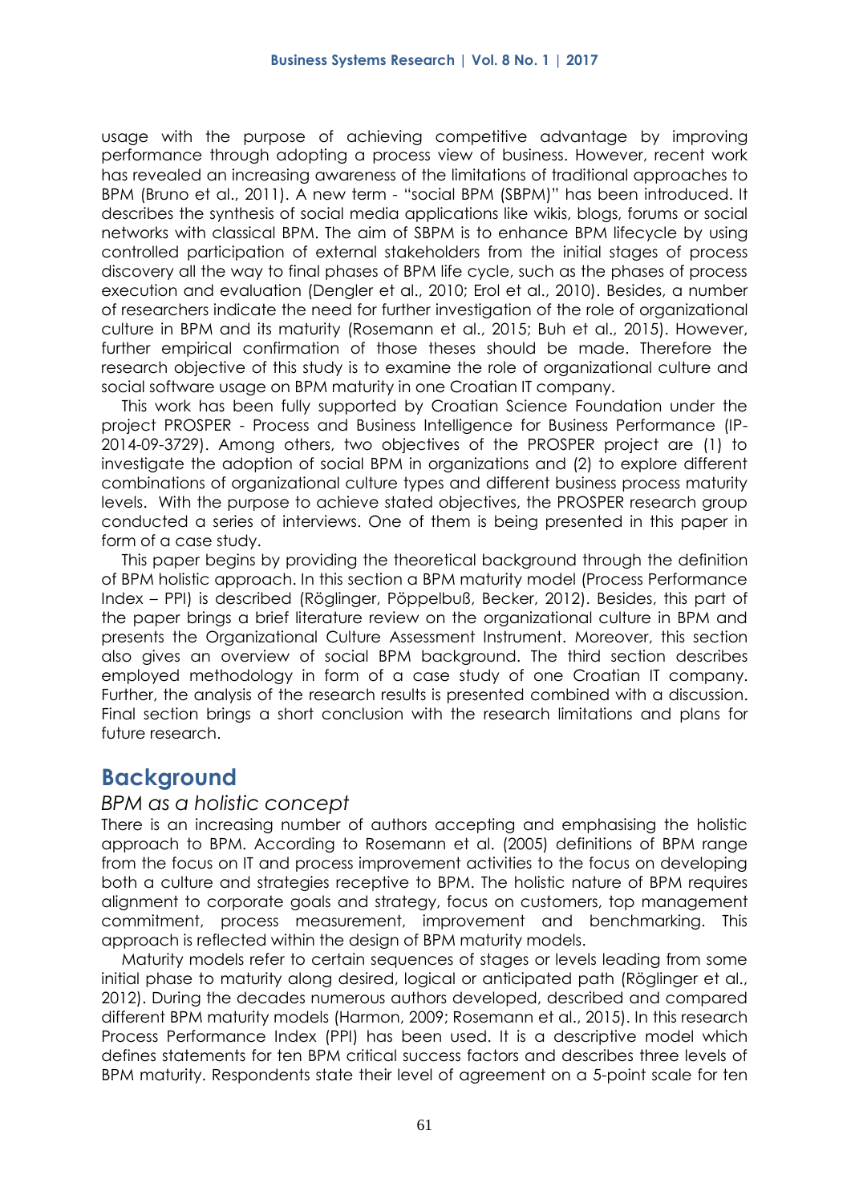usage with the purpose of achieving competitive advantage by improving performance through adopting a process view of business. However, recent work has revealed an increasing awareness of the limitations of traditional approaches to BPM (Bruno et al., 2011). A new term - "social BPM (SBPM)" has been introduced. It describes the synthesis of social media applications like wikis, blogs, forums or social networks with classical BPM. The aim of SBPM is to enhance BPM lifecycle by using controlled participation of external stakeholders from the initial stages of process discovery all the way to final phases of BPM life cycle, such as the phases of process execution and evaluation (Dengler et al., 2010; Erol et al., 2010). Besides, a number of researchers indicate the need for further investigation of the role of organizational culture in BPM and its maturity (Rosemann et al., 2015; Buh et al., 2015). However, further empirical confirmation of those theses should be made. Therefore the research objective of this study is to examine the role of organizational culture and social software usage on BPM maturity in one Croatian IT company.

This work has been fully supported by Croatian Science Foundation under the project PROSPER - Process and Business Intelligence for Business Performance (IP-2014-09-3729). Among others, two objectives of the PROSPER project are (1) to investigate the adoption of social BPM in organizations and (2) to explore different combinations of organizational culture types and different business process maturity levels. With the purpose to achieve stated objectives, the PROSPER research group conducted a series of interviews. One of them is being presented in this paper in form of a case study.

This paper begins by providing the theoretical background through the definition of BPM holistic approach. In this section a BPM maturity model (Process Performance Index – PPI) is described (Röglinger, Pöppelbuß, Becker, 2012). Besides, this part of the paper brings a brief literature review on the organizational culture in BPM and presents the Organizational Culture Assessment Instrument. Moreover, this section also gives an overview of social BPM background. The third section describes employed methodology in form of a case study of one Croatian IT company. Further, the analysis of the research results is presented combined with a discussion. Final section brings a short conclusion with the research limitations and plans for future research.

# Background

### *BPM as a holistic concept*

There is an increasing number of authors accepting and emphasising the holistic approach to BPM. According to Rosemann et al. (2005) definitions of BPM range from the focus on IT and process improvement activities to the focus on developing both a culture and strategies receptive to BPM. The holistic nature of BPM requires alignment to corporate goals and strategy, focus on customers, top management commitment, process measurement, improvement and benchmarking. This approach is reflected within the design of BPM maturity models.

Maturity models refer to certain sequences of stages or levels leading from some initial phase to maturity along desired, logical or anticipated path (Röglinger et al., 2012). During the decades numerous authors developed, described and compared different BPM maturity models (Harmon, 2009; Rosemann et al., 2015). In this research Process Performance Index (PPI) has been used. It is a descriptive model which defines statements for ten BPM critical success factors and describes three levels of BPM maturity. Respondents state their level of agreement on a 5-point scale for ten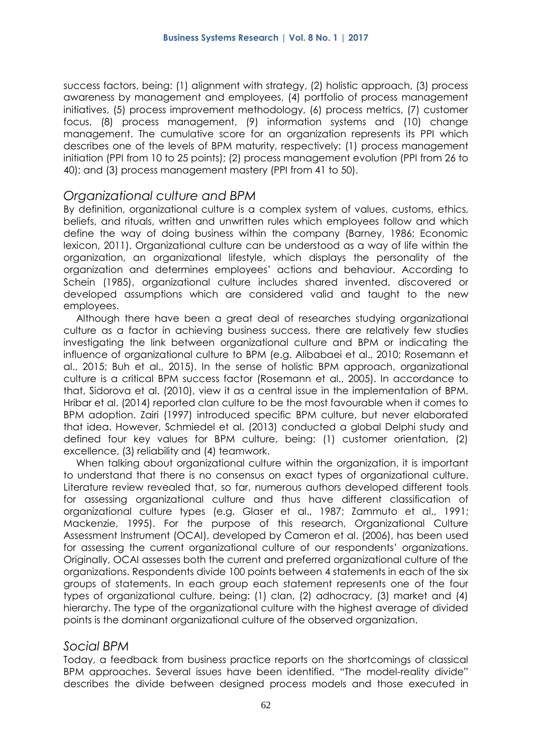success factors, being: (1) alignment with strategy, (2) holistic approach, (3) process awareness by management and employees, (4) portfolio of process management initiatives, (5) process improvement methodology, (6) process metrics, (7) customer focus, (8) process management, (9) information systems and (10) change management. The cumulative score for an organization represents its PPI which describes one of the levels of BPM maturity, respectively: (1) process management initiation (PPI from 10 to 25 points); (2) process management evolution (PPI from 26 to 40); and (3) process management mastery (PPI from 41 to 50).

## *Organizational culture and BPM*

By definition, organizational culture is a complex system of values, customs, ethics, beliefs, and rituals, written and unwritten rules which employees follow and which define the way of doing business within the company (Barney, 1986; Economic lexicon, 2011). Organizational culture can be understood as a way of life within the organization, an organizational lifestyle, which displays the personality of the organization and determines employees' actions and behaviour. According to Schein (1985), organizational culture includes shared invented, discovered or developed assumptions which are considered valid and taught to the new employees.

Although there have been a great deal of researches studying organizational culture as a factor in achieving business success, there are relatively few studies investigating the link between organizational culture and BPM or indicating the influence of organizational culture to BPM (e.g. Alibabaei et al., 2010; Rosemann et al., 2015; Buh et al., 2015). In the sense of holistic BPM approach, organizational culture is a critical BPM success factor (Rosemann et al., 2005). In accordance to that, Sidorova et al. (2010), view it as a central issue in the implementation of BPM. Hribar et al. (2014) reported clan culture to be the most favourable when it comes to BPM adoption. Zairi (1997) introduced specific BPM culture, but never elaborated that idea. However, Schmiedel et al. (2013) conducted a global Delphi study and defined four key values for BPM culture, being: (1) customer orientation, (2) excellence, (3) reliability and (4) teamwork.

When talking about organizational culture within the organization, it is important to understand that there is no consensus on exact types of organizational culture. Literature review revealed that, so far, numerous authors developed different tools for assessing organizational culture and thus have different classification of organizational culture types (e.g. Glaser et al., 1987; Zammuto et al., 1991; Mackenzie, 1995). For the purpose of this research, Organizational Culture Assessment Instrument (OCAI), developed by Cameron et al. (2006), has been used for assessing the current organizational culture of our respondents' organizations. Originally, OCAI assesses both the current and preferred organizational culture of the organizations. Respondents divide 100 points between 4 statements in each of the six groups of statements. In each group each statement represents one of the four types of organizational culture, being: (1) clan, (2) adhocracy, (3) market and (4) hierarchy. The type of the organizational culture with the highest average of divided points is the dominant organizational culture of the observed organization.

## *Social BPM*

Today, a feedback from business practice reports on the shortcomings of classical BPM approaches. Several issues have been identified. "The model-reality divide" describes the divide between designed process models and those executed in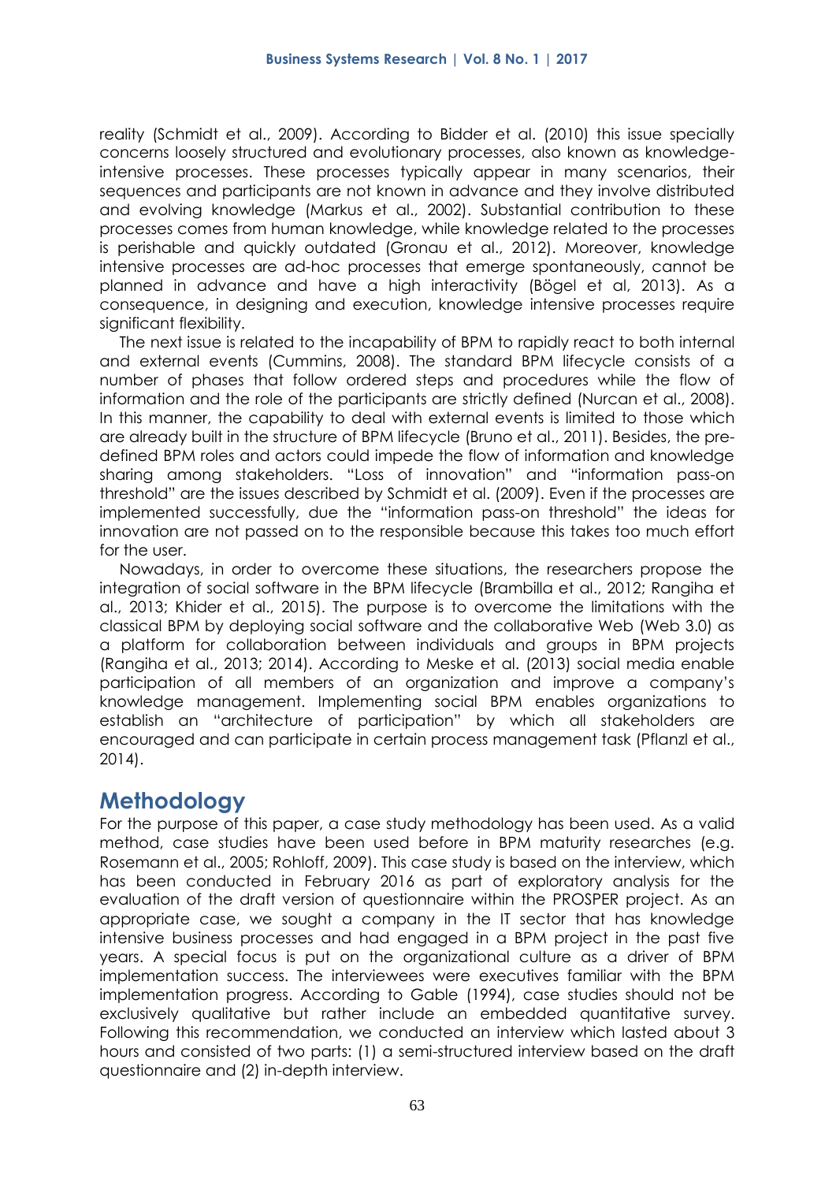reality (Schmidt et al., 2009). According to Bidder et al. (2010) this issue specially concerns loosely structured and evolutionary processes, also known as knowledge-intensive processes. These processes typically appear in many scenarios, their sequences and participants are not known in advance and they involve distributed and evolving knowledge (Markus et al., 2002). Substantial contribution to these processes comes from human knowledge, while knowledge related to the processes is perishable and quickly outdated (Gronau et al., 2012). Moreover, knowledge intensive processes are ad-hoc processes that emerge spontaneously, cannot be planned in advance and have a high interactivity (Bögel et al, 2013). As a consequence, in designing and execution, knowledge intensive processes require significant flexibility.

The next issue is related to the incapability of BPM to rapidly react to both internal and external events (Cummins, 2008). The standard BPM lifecycle consists of a number of phases that follow ordered steps and procedures while the flow of information and the role of the participants are strictly defined (Nurcan et al., 2008). In this manner, the capability to deal with external events is limited to those which are already built in the structure of BPM lifecycle (Bruno et al., 2011). Besides, the pre-defined BPM roles and actors could impede the flow of information and knowledge sharing among stakeholders. "Loss of innovation" and "information pass-on threshold" are the issues described by Schmidt et al. (2009). Even if the processes are implemented successfully, due the "information pass-on threshold" the ideas for innovation are not passed on to the responsible because this takes too much effort for the user.

Nowadays, in order to overcome these situations, the researchers propose the integration of social software in the BPM lifecycle (Brambilla et al., 2012; Rangiha et al., 2013; Khider et al., 2015). The purpose is to overcome the limitations with the classical BPM by deploying social software and the collaborative Web (Web 3.0) as a platform for collaboration between individuals and groups in BPM projects (Rangiha et al., 2013; 2014). According to Meske et al. (2013) social media enable participation of all members of an organization and improve a company's knowledge management. Implementing social BPM enables organizations to establish an "architecture of participation" by which all stakeholders are encouraged and can participate in certain process management task (Pflanzl et al., 2014).

## Methodology

For the purpose of this paper, a case study methodology has been used. As a valid method, case studies have been used before in BPM maturity researches (e.g. Rosemann et al., 2005; Rohloff, 2009). This case study is based on the interview, which has been conducted in February 2016 as part of exploratory analysis for the evaluation of the draft version of questionnaire within the PROSPER project. As an appropriate case, we sought a company in the IT sector that has knowledge intensive business processes and had engaged in a BPM project in the past five years. A special focus is put on the organizational culture as a driver of BPM implementation success. The interviewees were executives familiar with the BPM implementation progress. According to Gable (1994), case studies should not be exclusively qualitative but rather include an embedded quantitative survey. Following this recommendation, we conducted an interview which lasted about 3 hours and consisted of two parts: (1) a semi-structured interview based on the draft questionnaire and (2) in-depth interview.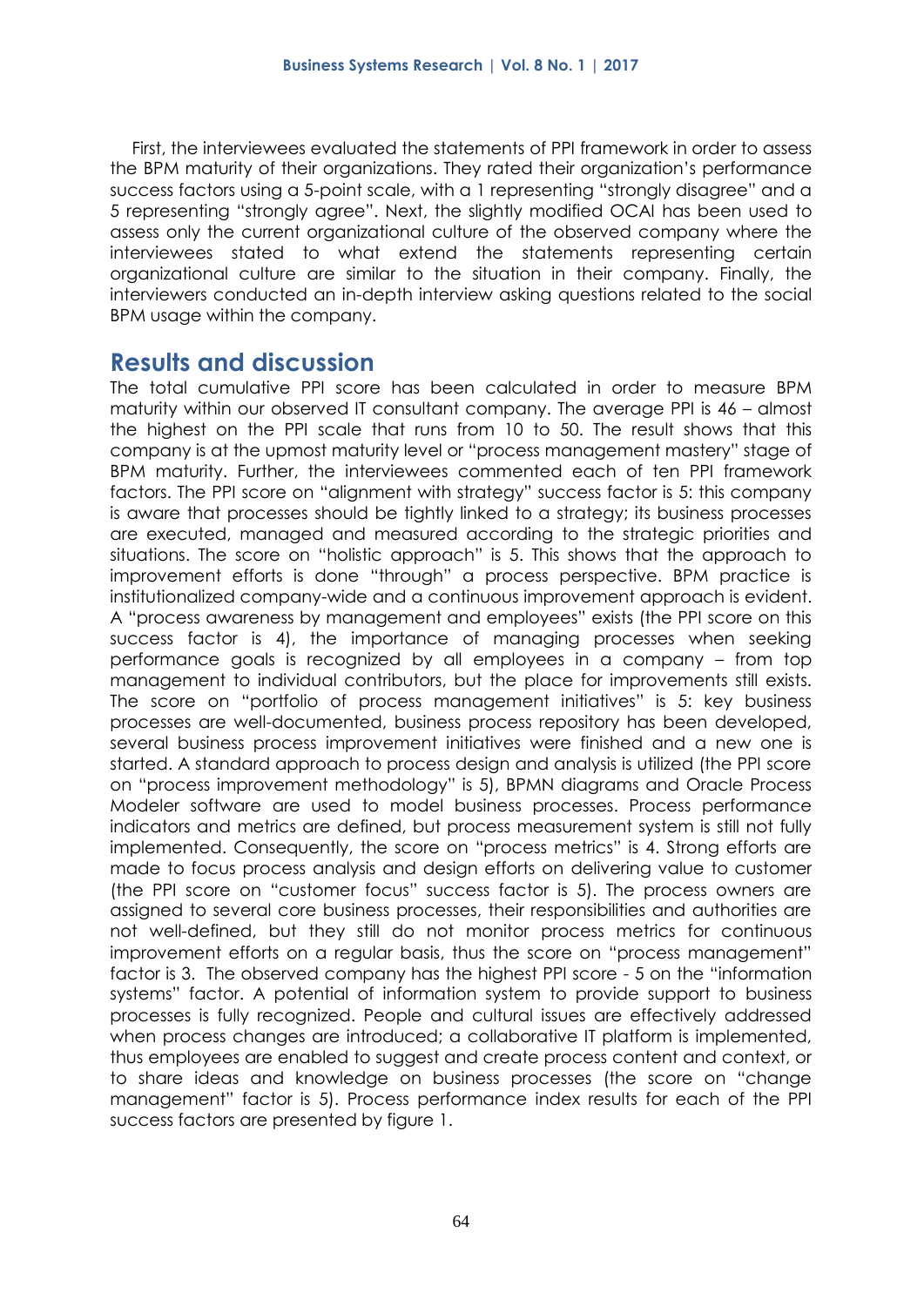First, the interviewees evaluated the statements of PPI framework in order to assess the BPM maturity of their organizations. They rated their organization's performance success factors using a 5-point scale, with a 1 representing "strongly disagree" and a 5 representing "strongly agree". Next, the slightly modified OCAI has been used to assess only the current organizational culture of the observed company where the interviewees stated to what extend the statements representing certain organizational culture are similar to the situation in their company. Finally, the interviewers conducted an in-depth interview asking questions related to the social BPM usage within the company.

## Results and discussion

The total cumulative PPI score has been calculated in order to measure BPM maturity within our observed IT consultant company. The average PPI is 46 – almost the highest on the PPI scale that runs from 10 to 50. The result shows that this company is at the upmost maturity level or "process management mastery" stage of BPM maturity. Further, the interviewees commented each of ten PPI framework factors. The PPI score on "alignment with strategy" success factor is 5: this company is aware that processes should be tightly linked to a strategy; its business processes are executed, managed and measured according to the strategic priorities and situations. The score on "holistic approach" is 5. This shows that the approach to improvement efforts is done "through" a process perspective. BPM practice is institutionalized company-wide and a continuous improvement approach is evident. A "process awareness by management and employees" exists (the PPI score on this success factor is 4), the importance of managing processes when seeking performance goals is recognized by all employees in a company – from top management to individual contributors, but the place for improvements still exists. The score on "portfolio of process management initiatives" is 5: key business processes are well-documented, business process repository has been developed, several business process improvement initiatives were finished and a new one is started. A standard approach to process design and analysis is utilized (the PPI score on "process improvement methodology" is 5), BPMN diagrams and Oracle Process Modeler software are used to model business processes. Process performance indicators and metrics are defined, but process measurement system is still not fully implemented. Consequently, the score on "process metrics" is 4. Strong efforts are made to focus process analysis and design efforts on delivering value to customer (the PPI score on "customer focus" success factor is 5). The process owners are assigned to several core business processes, their responsibilities and authorities are not well-defined, but they still do not monitor process metrics for continuous improvement efforts on a regular basis, thus the score on "process management" factor is 3. The observed company has the highest PPI score - 5 on the "information systems" factor. A potential of information system to provide support to business processes is fully recognized. People and cultural issues are effectively addressed when process changes are introduced; a collaborative IT platform is implemented, thus employees are enabled to suggest and create process content and context, or to share ideas and knowledge on business processes (the score on "change management" factor is 5). Process performance index results for each of the PPI success factors are presented by figure 1.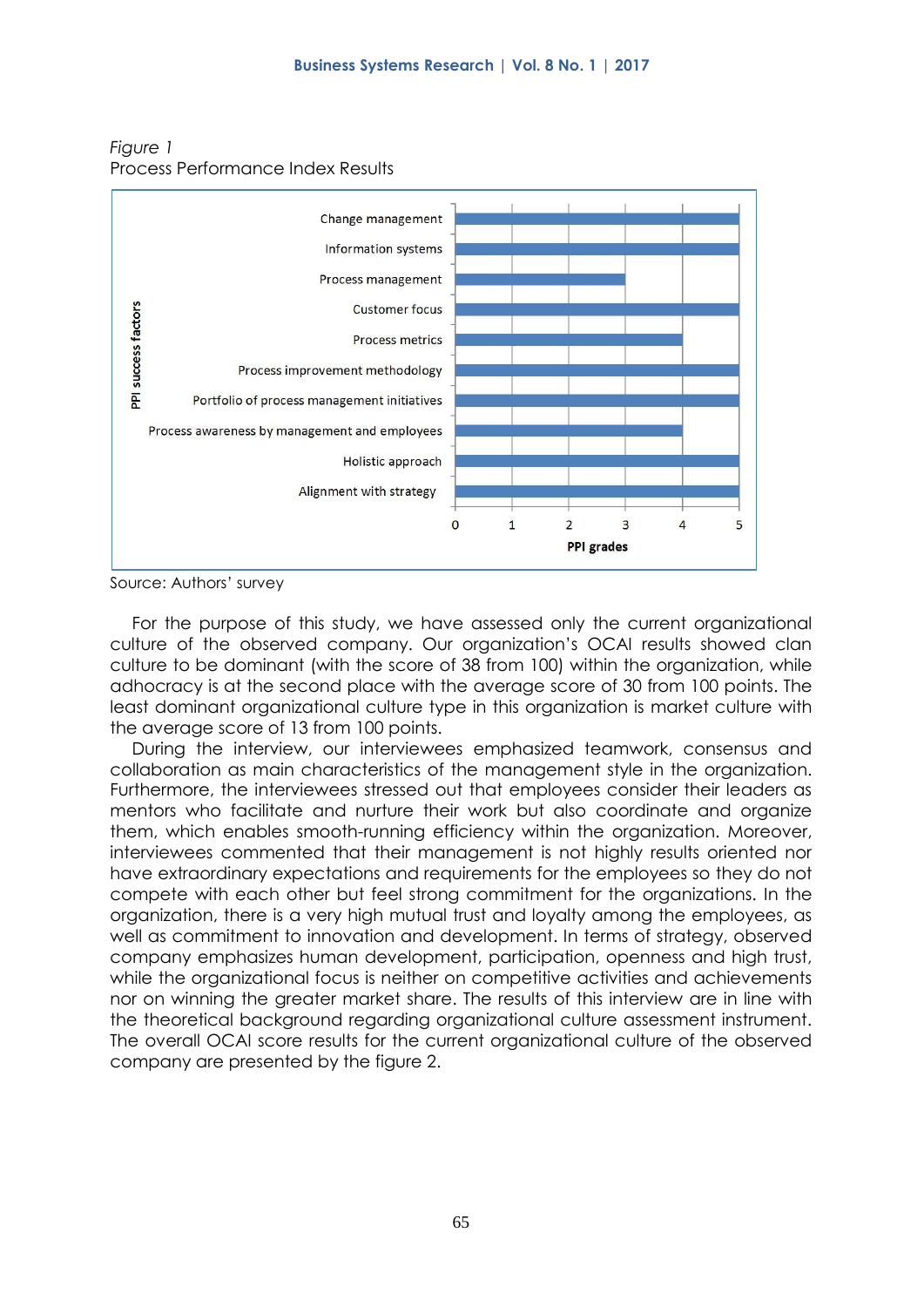*Figure 1*
Process Performance Index Results

| PPI success factors | PPI grades |
|---|---|
| Change management | 5 |
| Information systems | 5 |
| Process management | 3 |
| Customer focus | 5 |
| Process metrics | 4 |
| Process improvement methodology | 5 |
| Portfolio of process management initiatives | 5 |
| Process awareness by management and employees | 4 |
| Holistic approach | 5 |
| Alignment with strategy | 5 |

Source: Authors' survey

For the purpose of this study, we have assessed only the current organizational culture of the observed company. Our organization's OCAI results showed clan culture to be dominant (with the score of 38 from 100) within the organization, while adhocracy is at the second place with the average score of 30 from 100 points. The least dominant organizational culture type in this organization is market culture with the average score of 13 from 100 points.

During the interview, our interviewees emphasized teamwork, consensus and collaboration as main characteristics of the management style in the organization. Furthermore, the interviewees stressed out that employees consider their leaders as mentors who facilitate and nurture their work but also coordinate and organize them, which enables smooth-running efficiency within the organization. Moreover, interviewees commented that their management is not highly results oriented nor have extraordinary expectations and requirements for the employees so they do not compete with each other but feel strong commitment for the organizations. In the organization, there is a very high mutual trust and loyalty among the employees, as well as commitment to innovation and development. In terms of strategy, observed company emphasizes human development, participation, openness and high trust, while the organizational focus is neither on competitive activities and achievements nor on winning the greater market share. The results of this interview are in line with the theoretical background regarding organizational culture assessment instrument. The overall OCAI score results for the current organizational culture of the observed company are presented by the figure 2.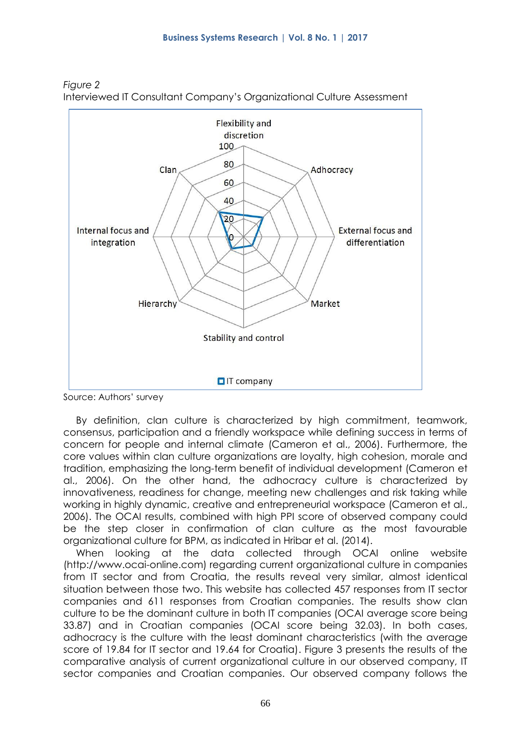*Figure 2*
Interviewed IT Consultant Company's Organizational Culture Assessment

Source: Authors' survey

By definition, clan culture is characterized by high commitment, teamwork, consensus, participation and a friendly workspace while defining success in terms of concern for people and internal climate (Cameron et al., 2006). Furthermore, the core values within clan culture organizations are loyalty, high cohesion, morale and tradition, emphasizing the long-term benefit of individual development (Cameron et al., 2006). On the other hand, the adhocracy culture is characterized by innovativeness, readiness for change, meeting new challenges and risk taking while working in highly dynamic, creative and entrepreneurial workspace (Cameron et al., 2006). The OCAI results, combined with high PPI score of observed company could be the step closer in confirmation of clan culture as the most favourable organizational culture for BPM, as indicated in Hribar et al. (2014).

When looking at the data collected through OCAI online website (http://www.ocai-online.com) regarding current organizational culture in companies from IT sector and from Croatia, the results reveal very similar, almost identical situation between those two. This website has collected 457 responses from IT sector companies and 611 responses from Croatian companies. The results show clan culture to be the dominant culture in both IT companies (OCAI average score being 33.87) and in Croatian companies (OCAI score being 32.03). In both cases, adhocracy is the culture with the least dominant characteristics (with the average score of 19.84 for IT sector and 19.64 for Croatia). Figure 3 presents the results of the comparative analysis of current organizational culture in our observed company, IT sector companies and Croatian companies. Our observed company follows the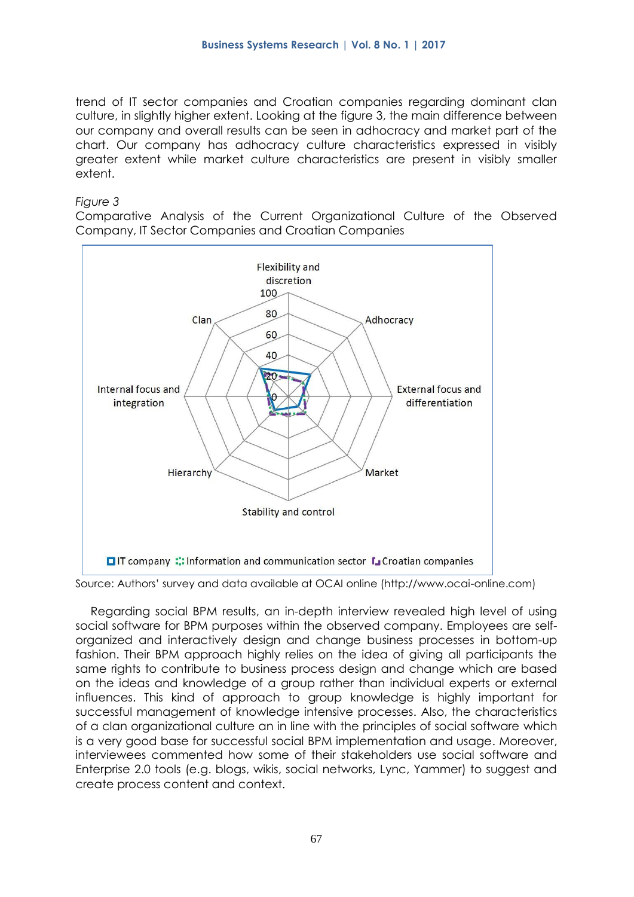trend of IT sector companies and Croatian companies regarding dominant clan culture, in slightly higher extent. Looking at the figure 3, the main difference between our company and overall results can be seen in adhocracy and market part of the chart. Our company has adhocracy culture characteristics expressed in visibly greater extent while market culture characteristics are present in visibly smaller extent.

*Figure 3*

Comparative Analysis of the Current Organizational Culture of the Observed Company, IT Sector Companies and Croatian Companies

Source: Authors' survey and data available at OCAI online (http://www.ocai-online.com)

Regarding social BPM results, an in-depth interview revealed high level of using social software for BPM purposes within the observed company. Employees are self-organized and interactively design and change business processes in bottom-up fashion. Their BPM approach highly relies on the idea of giving all participants the same rights to contribute to business process design and change which are based on the ideas and knowledge of a group rather than individual experts or external influences. This kind of approach to group knowledge is highly important for successful management of knowledge intensive processes. Also, the characteristics of a clan organizational culture an in line with the principles of social software which is a very good base for successful social BPM implementation and usage. Moreover, interviewees commented how some of their stakeholders use social software and Enterprise 2.0 tools (e.g. blogs, wikis, social networks, Lync, Yammer) to suggest and create process content and context.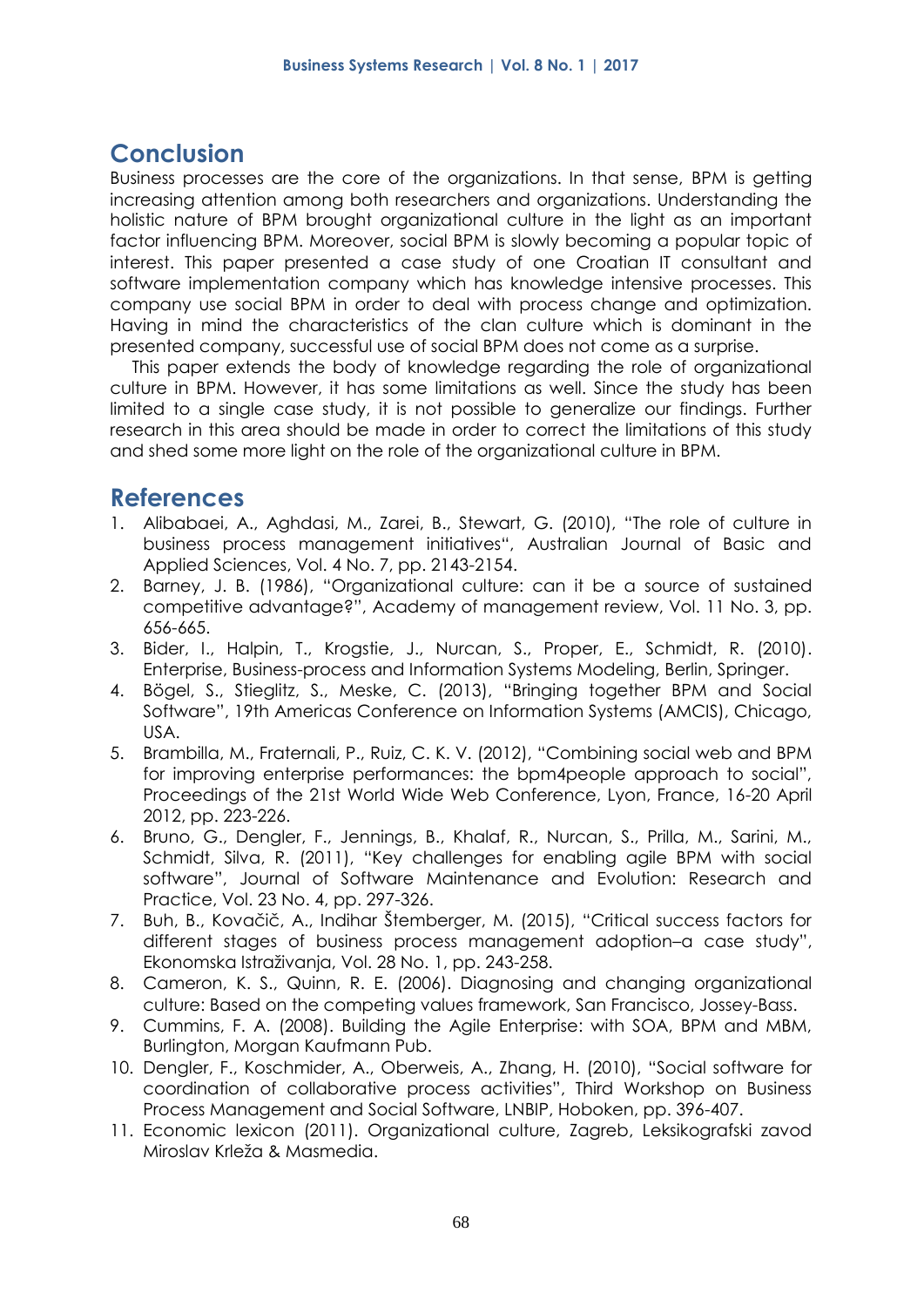## Conclusion

Business processes are the core of the organizations. In that sense, BPM is getting increasing attention among both researchers and organizations. Understanding the holistic nature of BPM brought organizational culture in the light as an important factor influencing BPM. Moreover, social BPM is slowly becoming a popular topic of interest. This paper presented a case study of one Croatian IT consultant and software implementation company which has knowledge intensive processes. This company use social BPM in order to deal with process change and optimization. Having in mind the characteristics of the clan culture which is dominant in the presented company, successful use of social BPM does not come as a surprise.

This paper extends the body of knowledge regarding the role of organizational culture in BPM. However, it has some limitations as well. Since the study has been limited to a single case study, it is not possible to generalize our findings. Further research in this area should be made in order to correct the limitations of this study and shed some more light on the role of the organizational culture in BPM.

## References

1. Alibabaei, A., Aghdasi, M., Zarei, B., Stewart, G. (2010), "The role of culture in business process management initiatives", Australian Journal of Basic and Applied Sciences, Vol. 4 No. 7, pp. 2143-2154.
2. Barney, J. B. (1986), "Organizational culture: can it be a source of sustained competitive advantage?", Academy of management review, Vol. 11 No. 3, pp. 656-665.
3. Bider, I., Halpin, T., Krogstie, J., Nurcan, S., Proper, E., Schmidt, R. (2010). Enterprise, Business-process and Information Systems Modeling, Berlin, Springer.
4. Bögel, S., Stieglitz, S., Meske, C. (2013), "Bringing together BPM and Social Software", 19th Americas Conference on Information Systems (AMCIS), Chicago, USA.
5. Brambilla, M., Fraternali, P., Ruiz, C. K. V. (2012), "Combining social web and BPM for improving enterprise performances: the bpm4people approach to social", Proceedings of the 21st World Wide Web Conference, Lyon, France, 16-20 April 2012, pp. 223-226.
6. Bruno, G., Dengler, F., Jennings, B., Khalaf, R., Nurcan, S., Prilla, M., Sarini, M., Schmidt, Silva, R. (2011), "Key challenges for enabling agile BPM with social software", Journal of Software Maintenance and Evolution: Research and Practice, Vol. 23 No. 4, pp. 297-326.
7. Buh, B., Kovačič, A., Indihar Štemberger, M. (2015), "Critical success factors for different stages of business process management adoption–a case study", Ekonomska Istraživanja, Vol. 28 No. 1, pp. 243-258.
8. Cameron, K. S., Quinn, R. E. (2006). Diagnosing and changing organizational culture: Based on the competing values framework, San Francisco, Jossey-Bass.
9. Cummins, F. A. (2008). Building the Agile Enterprise: with SOA, BPM and MBM, Burlington, Morgan Kaufmann Pub.
10. Dengler, F., Koschmider, A., Oberweis, A., Zhang, H. (2010), "Social software for coordination of collaborative process activities", Third Workshop on Business Process Management and Social Software, LNBIP, Hoboken, pp. 396-407.
11. Economic lexicon (2011). Organizational culture, Zagreb, Leksikografski zavod Miroslav Krleža & Masmedia.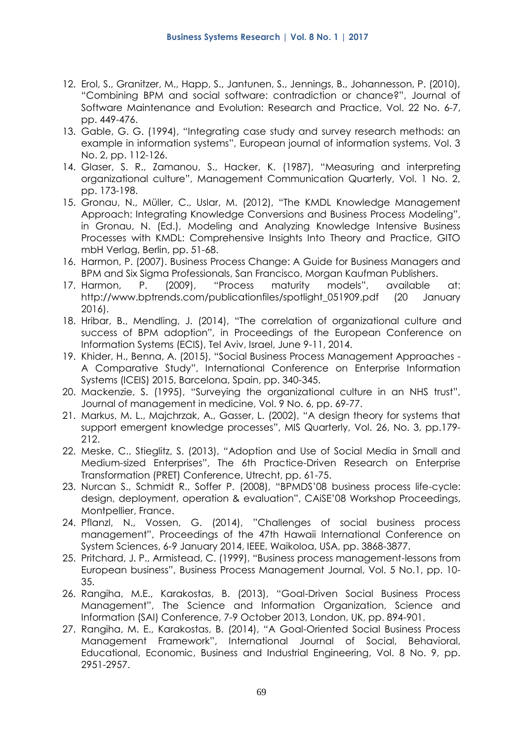12. Erol, S., Granitzer, M., Happ, S., Jantunen, S., Jennings, B., Johannesson, P. (2010), "Combining BPM and social software: contradiction or chance?", Journal of Software Maintenance and Evolution: Research and Practice, Vol. 22 No. 6-7, pp. 449-476.
13. Gable, G. G. (1994), "Integrating case study and survey research methods: an example in information systems", European journal of information systems, Vol. 3 No. 2, pp. 112-126.
14. Glaser, S. R., Zamanou, S., Hacker, K. (1987), "Measuring and interpreting organizational culture", Management Communication Quarterly, Vol. 1 No. 2, pp. 173-198.
15. Gronau, N., Müller, C., Uslar, M. (2012), "The KMDL Knowledge Management Approach: Integrating Knowledge Conversions and Business Process Modeling", in Gronau, N. (Ed.), Modeling and Analyzing Knowledge Intensive Business Processes with KMDL: Comprehensive Insights Into Theory and Practice, GITO mbH Verlag, Berlin, pp. 51-68.
16. Harmon, P. (2007). Business Process Change: A Guide for Business Managers and BPM and Six Sigma Professionals, San Francisco, Morgan Kaufman Publishers.
17. Harmon, P. (2009), "Process maturity models", available at: http://www.bptrends.com/publicationfiles/spotlight_051909.pdf (20 January 2016).
18. Hribar, B., Mendling, J. (2014), "The correlation of organizational culture and success of BPM adoption", in Proceedings of the European Conference on Information Systems (ECIS), Tel Aviv, Israel, June 9-11, 2014.
19. Khider, H., Benna, A. (2015), "Social Business Process Management Approaches - A Comparative Study", International Conference on Enterprise Information Systems (ICEIS) 2015, Barcelona, Spain, pp. 340-345.
20. Mackenzie, S. (1995), "Surveying the organizational culture in an NHS trust", Journal of management in medicine, Vol. 9 No. 6, pp. 69-77.
21. Markus, M. L., Majchrzak, A., Gasser, L. (2002), "A design theory for systems that support emergent knowledge processes", MIS Quarterly, Vol. 26, No. 3, pp.179-212.
22. Meske, C., Stieglitz, S. (2013), "Adoption and Use of Social Media in Small and Medium-sized Enterprises", The 6th Practice-Driven Research on Enterprise Transformation (PRET) Conference, Utrecht, pp. 61-75.
23. Nurcan S., Schmidt R., Soffer P. (2008), "BPMDS'08 business process life-cycle: design, deployment, operation & evaluation", CAiSE'08 Workshop Proceedings, Montpellier, France.
24. Pflanzl, N., Vossen, G. (2014), "Challenges of social business process management", Proceedings of the 47th Hawaii International Conference on System Sciences, 6-9 January 2014, IEEE, Waikoloa, USA, pp. 3868-3877.
25. Pritchard, J. P., Armistead, C. (1999), "Business process management-lessons from European business", Business Process Management Journal, Vol. 5 No.1, pp. 10-35.
26. Rangiha, M.E., Karakostas, B. (2013), "Goal-Driven Social Business Process Management", The Science and Information Organization, Science and Information (SAI) Conference, 7-9 October 2013, London, UK, pp. 894-901.
27. Rangiha, M. E., Karakostas, B. (2014), "A Goal-Oriented Social Business Process Management Framework", International Journal of Social, Behavioral, Educational, Economic, Business and Industrial Engineering, Vol. 8 No. 9, pp. 2951-2957.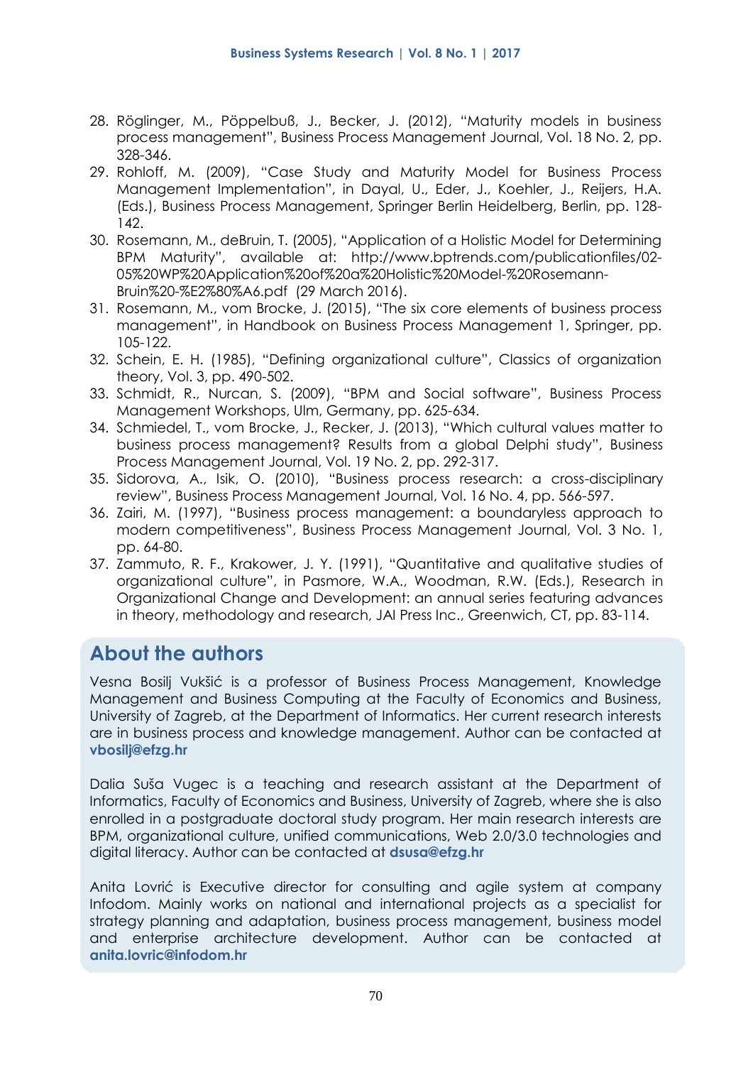28. Röglinger, M., Pöppelbuß, J., Becker, J. (2012), "Maturity models in business process management", Business Process Management Journal, Vol. 18 No. 2, pp. 328-346.
29. Rohloff, M. (2009), "Case Study and Maturity Model for Business Process Management Implementation", in Dayal, U., Eder, J., Koehler, J., Reijers, H.A. (Eds.), Business Process Management, Springer Berlin Heidelberg, Berlin, pp. 128-142.
30. Rosemann, M., deBruin, T. (2005), "Application of a Holistic Model for Determining BPM Maturity", available at: http://www.bptrends.com/publicationfiles/02-05%20WP%20Application%20of%20a%20Holistic%20Model-%20Rosemann-Bruin%20-%E2%80%A6.pdf (29 March 2016).
31. Rosemann, M., vom Brocke, J. (2015), "The six core elements of business process management", in Handbook on Business Process Management 1, Springer, pp. 105-122.
32. Schein, E. H. (1985), "Defining organizational culture", Classics of organization theory, Vol. 3, pp. 490-502.
33. Schmidt, R., Nurcan, S. (2009), "BPM and Social software", Business Process Management Workshops, Ulm, Germany, pp. 625-634.
34. Schmiedel, T., vom Brocke, J., Recker, J. (2013), "Which cultural values matter to business process management? Results from a global Delphi study", Business Process Management Journal, Vol. 19 No. 2, pp. 292-317.
35. Sidorova, A., Isik, O. (2010), "Business process research: a cross-disciplinary review", Business Process Management Journal, Vol. 16 No. 4, pp. 566-597.
36. Zairi, M. (1997), "Business process management: a boundaryless approach to modern competitiveness", Business Process Management Journal, Vol. 3 No. 1, pp. 64-80.
37. Zammuto, R. F., Krakower, J. Y. (1991), "Quantitative and qualitative studies of organizational culture", in Pasmore, W.A., Woodman, R.W. (Eds.), Research in Organizational Change and Development: an annual series featuring advances in theory, methodology and research, JAI Press Inc., Greenwich, CT, pp. 83-114.

## About the authors

Vesna Bosilj Vukšić is a professor of Business Process Management, Knowledge Management and Business Computing at the Faculty of Economics and Business, University of Zagreb, at the Department of Informatics. Her current research interests are in business process and knowledge management. Author can be contacted at **vbosilj@efzg.hr**

Dalia Suša Vugec is a teaching and research assistant at the Department of Informatics, Faculty of Economics and Business, University of Zagreb, where she is also enrolled in a postgraduate doctoral study program. Her main research interests are BPM, organizational culture, unified communications, Web 2.0/3.0 technologies and digital literacy. Author can be contacted at **dsusa@efzg.hr**

Anita Lovrić is Executive director for consulting and agile system at company Infodom. Mainly works on national and international projects as a specialist for strategy planning and adaptation, business process management, business model and enterprise architecture development. Author can be contacted at **anita.lovric@infodom.hr**